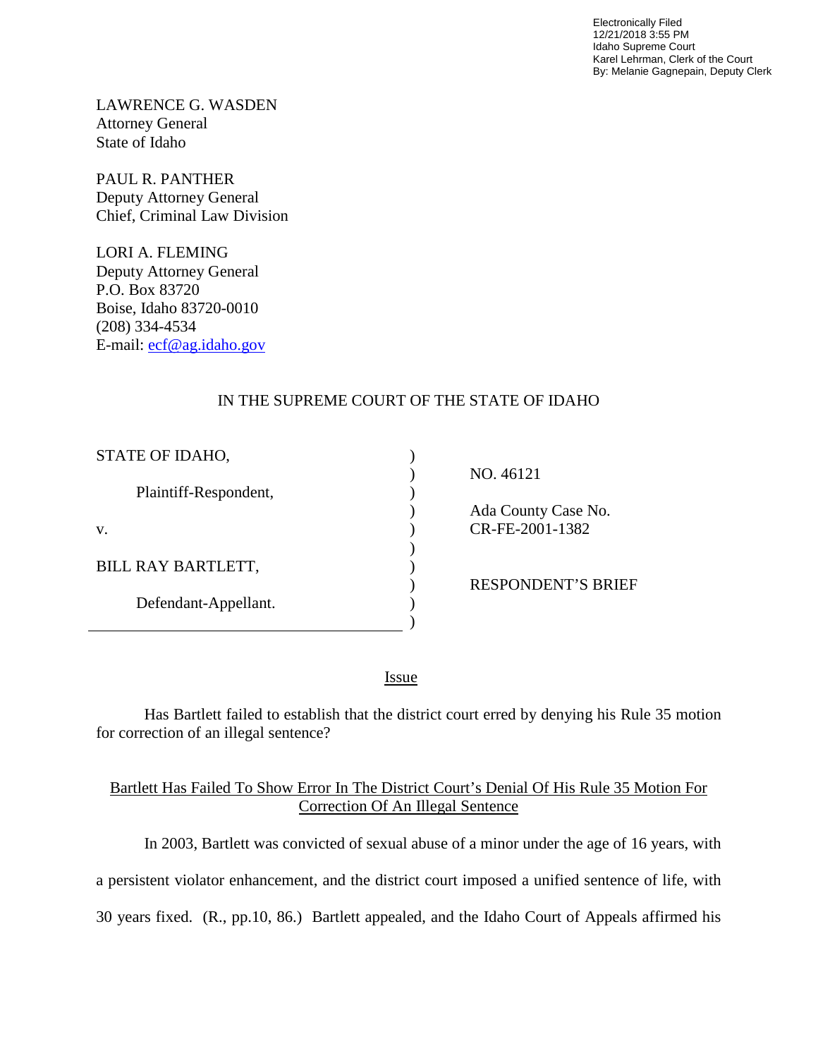Electronically Filed
12/21/2018 3:55 PM
Idaho Supreme Court
Karel Lehrman, Clerk of the Court
By: Melanie Gagnepain, Deputy Clerk

LAWRENCE G. WASDEN
Attorney General
State of Idaho

PAUL R. PANTHER
Deputy Attorney General
Chief, Criminal Law Division

LORI A. FLEMING
Deputy Attorney General
P.O. Box 83720
Boise, Idaho 83720-0010
(208) 334-4534
E-mail: ecf@ag.idaho.gov

IN THE SUPREME COURT OF THE STATE OF IDAHO

| | | |
|---|---|---|
| STATE OF IDAHO, | ) | |
| | ) | NO. 46121 |
| Plaintiff-Respondent, | ) | |
| | ) | Ada County Case No. |
| v. | ) | CR-FE-2001-1382 |
| | ) | |
| BILL RAY BARTLETT, | ) | |
| | ) | RESPONDENT'S BRIEF |
| Defendant-Appellant. | ) | |
| | ) | |

## Issue

Has Bartlett failed to establish that the district court erred by denying his Rule 35 motion for correction of an illegal sentence?

## Bartlett Has Failed To Show Error In The District Court's Denial Of His Rule 35 Motion For Correction Of An Illegal Sentence

In 2003, Bartlett was convicted of sexual abuse of a minor under the age of 16 years, with a persistent violator enhancement, and the district court imposed a unified sentence of life, with 30 years fixed. (R., pp.10, 86.) Bartlett appealed, and the Idaho Court of Appeals affirmed his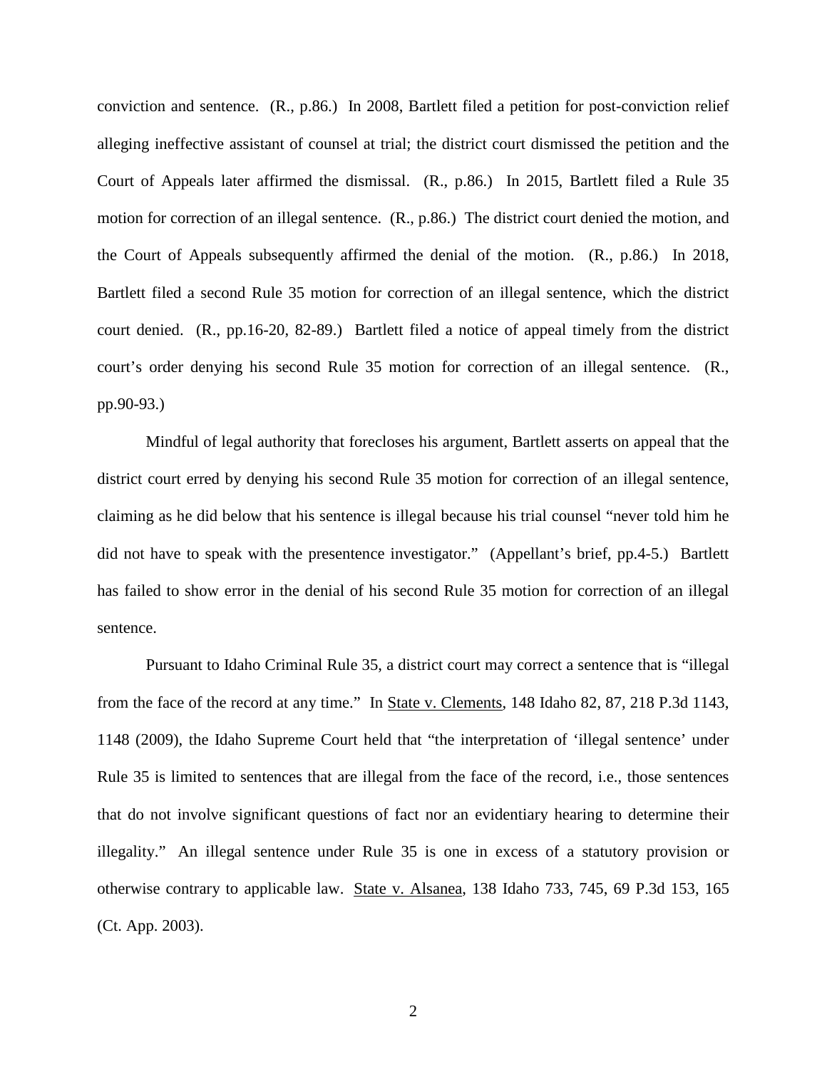conviction and sentence. (R., p.86.) In 2008, Bartlett filed a petition for post-conviction relief alleging ineffective assistant of counsel at trial; the district court dismissed the petition and the Court of Appeals later affirmed the dismissal. (R., p.86.) In 2015, Bartlett filed a Rule 35 motion for correction of an illegal sentence. (R., p.86.) The district court denied the motion, and the Court of Appeals subsequently affirmed the denial of the motion. (R., p.86.) In 2018, Bartlett filed a second Rule 35 motion for correction of an illegal sentence, which the district court denied. (R., pp.16-20, 82-89.) Bartlett filed a notice of appeal timely from the district court's order denying his second Rule 35 motion for correction of an illegal sentence. (R., pp.90-93.)

Mindful of legal authority that forecloses his argument, Bartlett asserts on appeal that the district court erred by denying his second Rule 35 motion for correction of an illegal sentence, claiming as he did below that his sentence is illegal because his trial counsel "never told him he did not have to speak with the presentence investigator." (Appellant's brief, pp.4-5.) Bartlett has failed to show error in the denial of his second Rule 35 motion for correction of an illegal sentence.

Pursuant to Idaho Criminal Rule 35, a district court may correct a sentence that is "illegal from the face of the record at any time." In State v. Clements, 148 Idaho 82, 87, 218 P.3d 1143, 1148 (2009), the Idaho Supreme Court held that "the interpretation of 'illegal sentence' under Rule 35 is limited to sentences that are illegal from the face of the record, i.e., those sentences that do not involve significant questions of fact nor an evidentiary hearing to determine their illegality." An illegal sentence under Rule 35 is one in excess of a statutory provision or otherwise contrary to applicable law. State v. Alsanea, 138 Idaho 733, 745, 69 P.3d 153, 165 (Ct. App. 2003).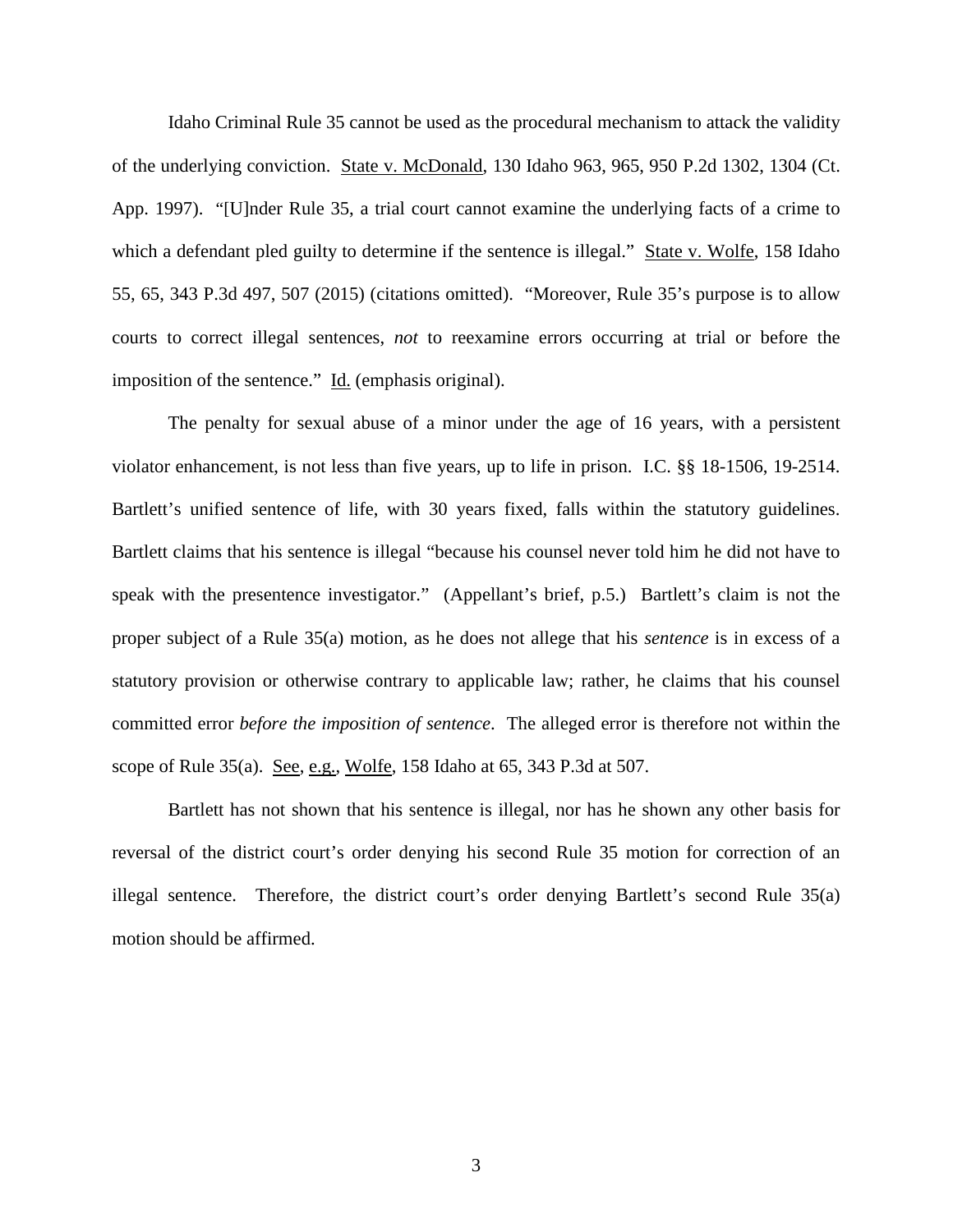Idaho Criminal Rule 35 cannot be used as the procedural mechanism to attack the validity of the underlying conviction. State v. McDonald, 130 Idaho 963, 965, 950 P.2d 1302, 1304 (Ct. App. 1997). "[U]nder Rule 35, a trial court cannot examine the underlying facts of a crime to which a defendant pled guilty to determine if the sentence is illegal." State v. Wolfe, 158 Idaho 55, 65, 343 P.3d 497, 507 (2015) (citations omitted). "Moreover, Rule 35's purpose is to allow courts to correct illegal sentences, *not* to reexamine errors occurring at trial or before the imposition of the sentence." Id. (emphasis original).

The penalty for sexual abuse of a minor under the age of 16 years, with a persistent violator enhancement, is not less than five years, up to life in prison. I.C. §§ 18-1506, 19-2514. Bartlett's unified sentence of life, with 30 years fixed, falls within the statutory guidelines. Bartlett claims that his sentence is illegal "because his counsel never told him he did not have to speak with the presentence investigator." (Appellant's brief, p.5.) Bartlett's claim is not the proper subject of a Rule 35(a) motion, as he does not allege that his *sentence* is in excess of a statutory provision or otherwise contrary to applicable law; rather, he claims that his counsel committed error *before the imposition of sentence*. The alleged error is therefore not within the scope of Rule 35(a). See, e.g., Wolfe, 158 Idaho at 65, 343 P.3d at 507.

Bartlett has not shown that his sentence is illegal, nor has he shown any other basis for reversal of the district court's order denying his second Rule 35 motion for correction of an illegal sentence. Therefore, the district court's order denying Bartlett's second Rule 35(a) motion should be affirmed.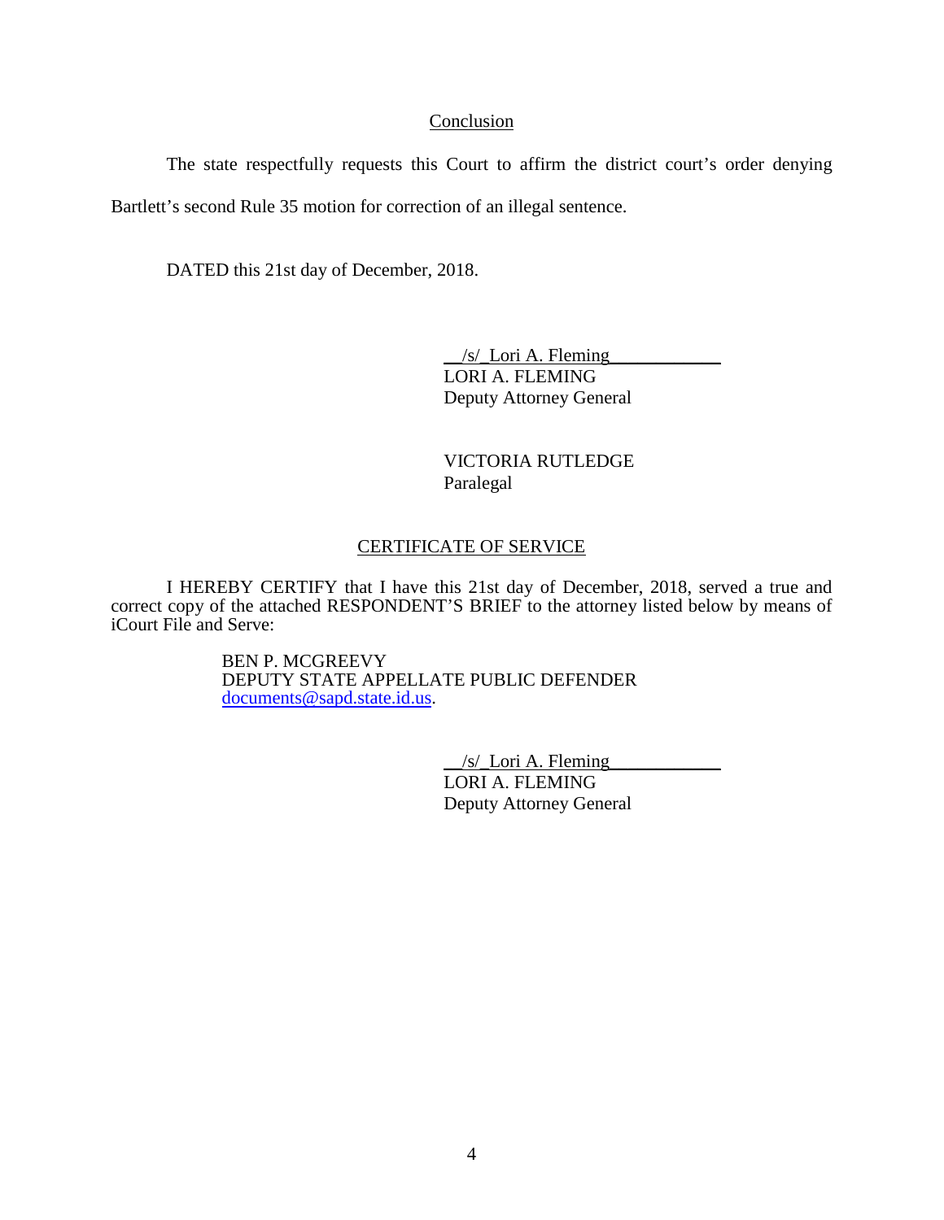## Conclusion

The state respectfully requests this Court to affirm the district court's order denying Bartlett's second Rule 35 motion for correction of an illegal sentence.

DATED this 21st day of December, 2018.

__/s/_Lori A. Fleming____________
LORI A. FLEMING
Deputy Attorney General

VICTORIA RUTLEDGE
Paralegal

## CERTIFICATE OF SERVICE

I HEREBY CERTIFY that I have this 21st day of December, 2018, served a true and correct copy of the attached RESPONDENT'S BRIEF to the attorney listed below by means of iCourt File and Serve:

BEN P. MCGREEVY
DEPUTY STATE APPELLATE PUBLIC DEFENDER
documents@sapd.state.id.us.

__/s/_Lori A. Fleming____________
LORI A. FLEMING
Deputy Attorney General